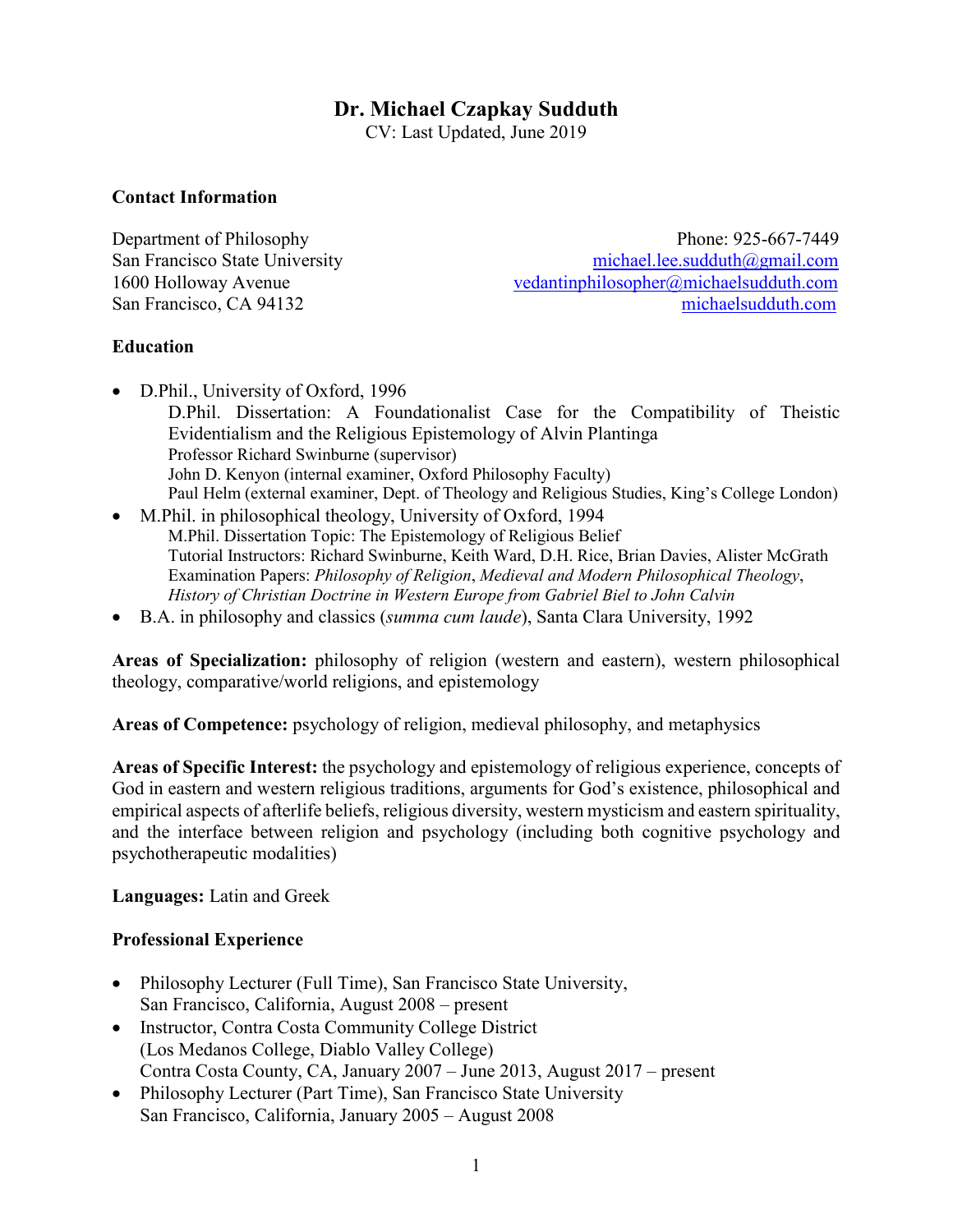# Dr. Michael Czapkay Sudduth

CV: Last Updated, June 2019

## Contact Information

Department of Philosophy
San Francisco State University
1600 Holloway Avenue
San Francisco, CA 94132

Phone: 925-667-7449
michael.lee.sudduth@gmail.com
vedantinphilosopher@michaelsudduth.com
michaelsudduth.com

## Education

- D.Phil., University of Oxford, 1996
  D.Phil. Dissertation: A Foundationalist Case for the Compatibility of Theistic Evidentialism and the Religious Epistemology of Alvin Plantinga
  Professor Richard Swinburne (supervisor)
  John D. Kenyon (internal examiner, Oxford Philosophy Faculty)
  Paul Helm (external examiner, Dept. of Theology and Religious Studies, King's College London)
- M.Phil. in philosophical theology, University of Oxford, 1994
  M.Phil. Dissertation Topic: The Epistemology of Religious Belief
  Tutorial Instructors: Richard Swinburne, Keith Ward, D.H. Rice, Brian Davies, Alister McGrath
  Examination Papers: *Philosophy of Religion*, *Medieval and Modern Philosophical Theology*, *History of Christian Doctrine in Western Europe from Gabriel Biel to John Calvin*
- B.A. in philosophy and classics (*summa cum laude*), Santa Clara University, 1992

**Areas of Specialization:** philosophy of religion (western and eastern), western philosophical theology, comparative/world religions, and epistemology

**Areas of Competence:** psychology of religion, medieval philosophy, and metaphysics

**Areas of Specific Interest:** the psychology and epistemology of religious experience, concepts of God in eastern and western religious traditions, arguments for God's existence, philosophical and empirical aspects of afterlife beliefs, religious diversity, western mysticism and eastern spirituality, and the interface between religion and psychology (including both cognitive psychology and psychotherapeutic modalities)

**Languages:** Latin and Greek

## Professional Experience

- Philosophy Lecturer (Full Time), San Francisco State University,
  San Francisco, California, August 2008 – present
- Instructor, Contra Costa Community College District
  (Los Medanos College, Diablo Valley College)
  Contra Costa County, CA, January 2007 – June 2013, August 2017 – present
- Philosophy Lecturer (Part Time), San Francisco State University
  San Francisco, California, January 2005 – August 2008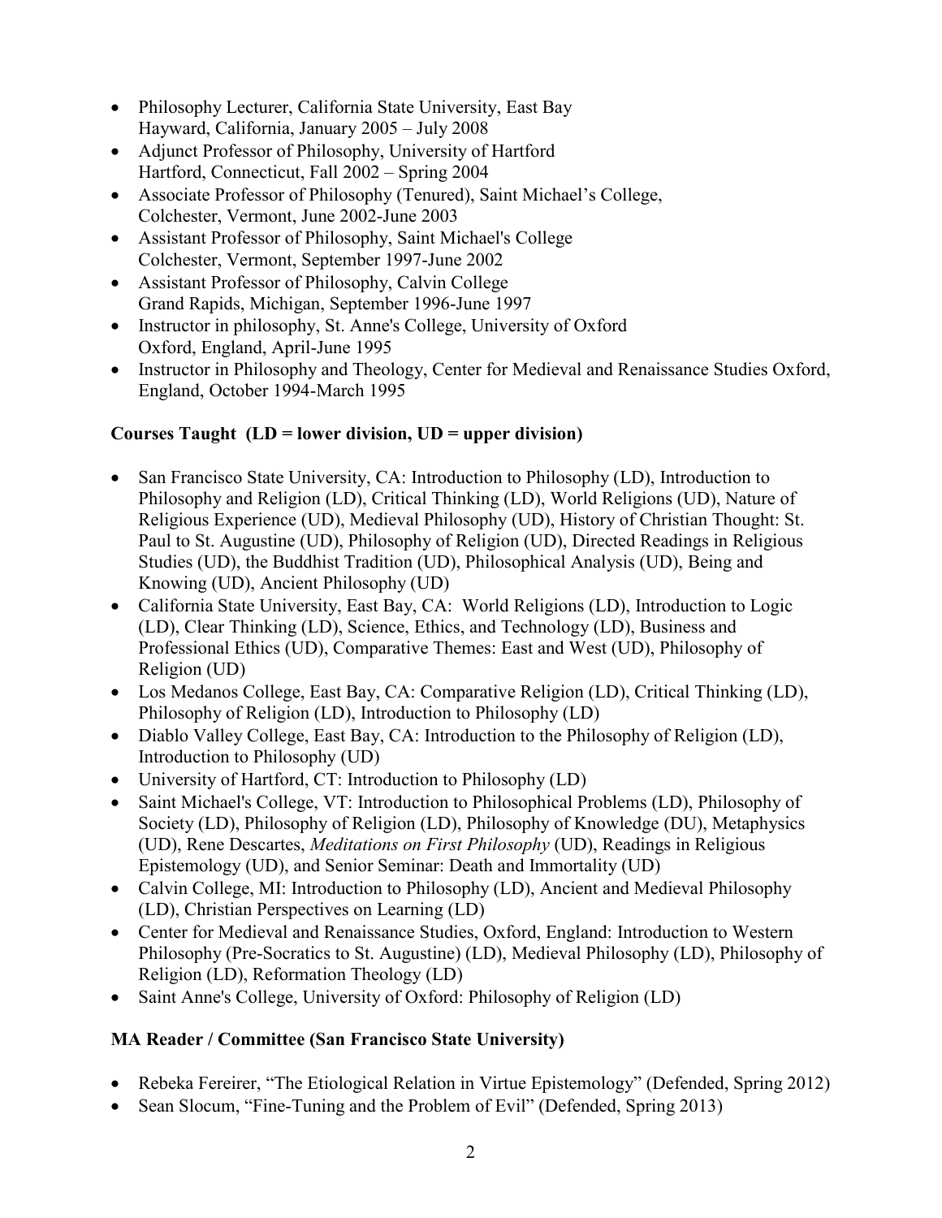- Philosophy Lecturer, California State University, East Bay
  Hayward, California, January 2005 – July 2008
- Adjunct Professor of Philosophy, University of Hartford
  Hartford, Connecticut, Fall 2002 – Spring 2004
- Associate Professor of Philosophy (Tenured), Saint Michael's College,
  Colchester, Vermont, June 2002-June 2003
- Assistant Professor of Philosophy, Saint Michael's College
  Colchester, Vermont, September 1997-June 2002
- Assistant Professor of Philosophy, Calvin College
  Grand Rapids, Michigan, September 1996-June 1997
- Instructor in philosophy, St. Anne's College, University of Oxford
  Oxford, England, April-June 1995
- Instructor in Philosophy and Theology, Center for Medieval and Renaissance Studies Oxford, England, October 1994-March 1995

**Courses Taught (LD = lower division, UD = upper division)**

- San Francisco State University, CA: Introduction to Philosophy (LD), Introduction to Philosophy and Religion (LD), Critical Thinking (LD), World Religions (UD), Nature of Religious Experience (UD), Medieval Philosophy (UD), History of Christian Thought: St. Paul to St. Augustine (UD), Philosophy of Religion (UD), Directed Readings in Religious Studies (UD), the Buddhist Tradition (UD), Philosophical Analysis (UD), Being and Knowing (UD), Ancient Philosophy (UD)
- California State University, East Bay, CA: World Religions (LD), Introduction to Logic (LD), Clear Thinking (LD), Science, Ethics, and Technology (LD), Business and Professional Ethics (UD), Comparative Themes: East and West (UD), Philosophy of Religion (UD)
- Los Medanos College, East Bay, CA: Comparative Religion (LD), Critical Thinking (LD), Philosophy of Religion (LD), Introduction to Philosophy (LD)
- Diablo Valley College, East Bay, CA: Introduction to the Philosophy of Religion (LD), Introduction to Philosophy (UD)
- University of Hartford, CT: Introduction to Philosophy (LD)
- Saint Michael's College, VT: Introduction to Philosophical Problems (LD), Philosophy of Society (LD), Philosophy of Religion (LD), Philosophy of Knowledge (DU), Metaphysics (UD), Rene Descartes, *Meditations on First Philosophy* (UD), Readings in Religious Epistemology (UD), and Senior Seminar: Death and Immortality (UD)
- Calvin College, MI: Introduction to Philosophy (LD), Ancient and Medieval Philosophy (LD), Christian Perspectives on Learning (LD)
- Center for Medieval and Renaissance Studies, Oxford, England: Introduction to Western Philosophy (Pre-Socratics to St. Augustine) (LD), Medieval Philosophy (LD), Philosophy of Religion (LD), Reformation Theology (LD)
- Saint Anne's College, University of Oxford: Philosophy of Religion (LD)

**MA Reader / Committee (San Francisco State University)**

- Rebeka Fereirer, "The Etiological Relation in Virtue Epistemology" (Defended, Spring 2012)
- Sean Slocum, "Fine-Tuning and the Problem of Evil" (Defended, Spring 2013)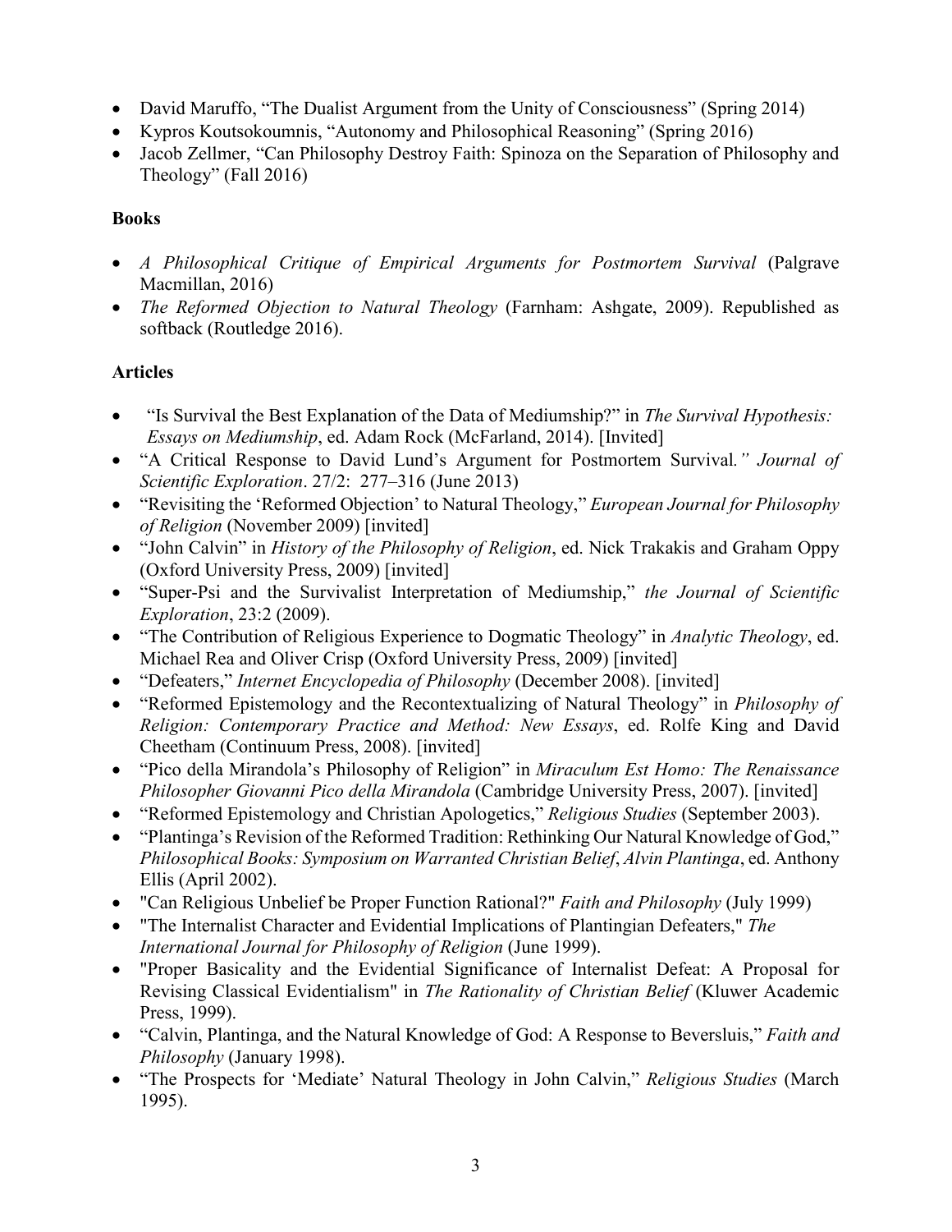- David Maruffo, "The Dualist Argument from the Unity of Consciousness" (Spring 2014)
- Kypros Koutsokoumnis, "Autonomy and Philosophical Reasoning" (Spring 2016)
- Jacob Zellmer, "Can Philosophy Destroy Faith: Spinoza on the Separation of Philosophy and Theology" (Fall 2016)

**Books**

- *A Philosophical Critique of Empirical Arguments for Postmortem Survival* (Palgrave Macmillan, 2016)
- *The Reformed Objection to Natural Theology* (Farnham: Ashgate, 2009). Republished as softback (Routledge 2016).

**Articles**

- "Is Survival the Best Explanation of the Data of Mediumship?" in *The Survival Hypothesis: Essays on Mediumship*, ed. Adam Rock (McFarland, 2014). [Invited]
- "A Critical Response to David Lund's Argument for Postmortem Survival*." Journal of Scientific Exploration*. 27/2: 277–316 (June 2013)
- "Revisiting the 'Reformed Objection' to Natural Theology," *European Journal for Philosophy of Religion* (November 2009) [invited]
- "John Calvin" in *History of the Philosophy of Religion*, ed. Nick Trakakis and Graham Oppy (Oxford University Press, 2009) [invited]
- "Super-Psi and the Survivalist Interpretation of Mediumship," *the Journal of Scientific Exploration*, 23:2 (2009).
- "The Contribution of Religious Experience to Dogmatic Theology" in *Analytic Theology*, ed. Michael Rea and Oliver Crisp (Oxford University Press, 2009) [invited]
- "Defeaters," *Internet Encyclopedia of Philosophy* (December 2008). [invited]
- "Reformed Epistemology and the Recontextualizing of Natural Theology" in *Philosophy of Religion: Contemporary Practice and Method: New Essays*, ed. Rolfe King and David Cheetham (Continuum Press, 2008). [invited]
- "Pico della Mirandola's Philosophy of Religion" in *Miraculum Est Homo: The Renaissance Philosopher Giovanni Pico della Mirandola* (Cambridge University Press, 2007). [invited]
- "Reformed Epistemology and Christian Apologetics," *Religious Studies* (September 2003).
- "Plantinga's Revision of the Reformed Tradition: Rethinking Our Natural Knowledge of God," *Philosophical Books: Symposium on Warranted Christian Belief*, *Alvin Plantinga*, ed. Anthony Ellis (April 2002).
- "Can Religious Unbelief be Proper Function Rational?" *Faith and Philosophy* (July 1999)
- "The Internalist Character and Evidential Implications of Plantingian Defeaters," *The International Journal for Philosophy of Religion* (June 1999).
- "Proper Basicality and the Evidential Significance of Internalist Defeat: A Proposal for Revising Classical Evidentialism" in *The Rationality of Christian Belief* (Kluwer Academic Press, 1999).
- "Calvin, Plantinga, and the Natural Knowledge of God: A Response to Beversluis," *Faith and Philosophy* (January 1998).
- "The Prospects for 'Mediate' Natural Theology in John Calvin," *Religious Studies* (March 1995).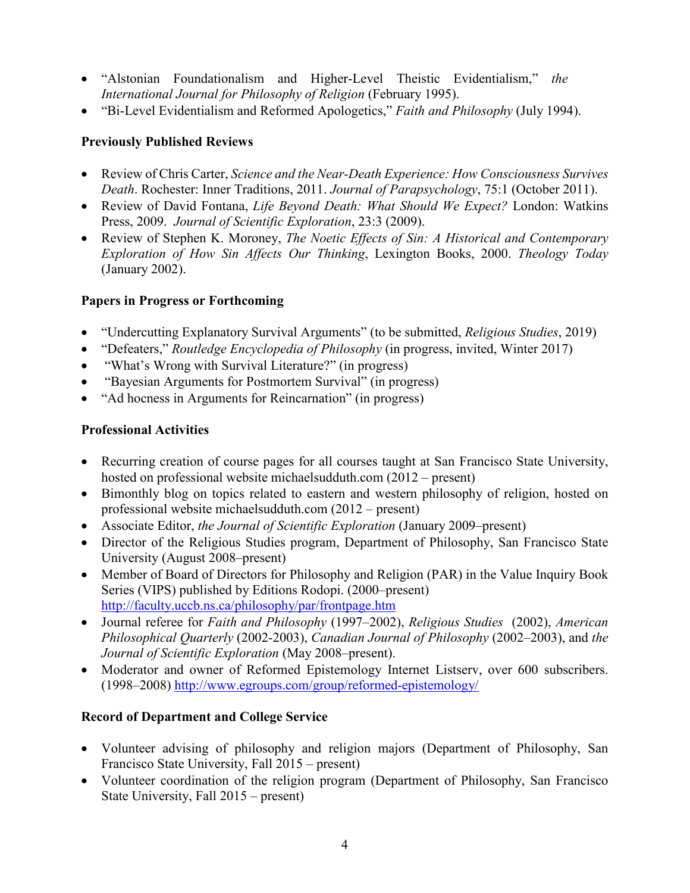- "Alstonian Foundationalism and Higher-Level Theistic Evidentialism," *the International Journal for Philosophy of Religion* (February 1995).
- "Bi-Level Evidentialism and Reformed Apologetics," *Faith and Philosophy* (July 1994).

**Previously Published Reviews**

- Review of Chris Carter, *Science and the Near-Death Experience: How Consciousness Survives Death*. Rochester: Inner Traditions, 2011. *Journal of Parapsychology*, 75:1 (October 2011).
- Review of David Fontana, *Life Beyond Death: What Should We Expect?* London: Watkins Press, 2009. *Journal of Scientific Exploration*, 23:3 (2009).
- Review of Stephen K. Moroney, *The Noetic Effects of Sin: A Historical and Contemporary Exploration of How Sin Affects Our Thinking*, Lexington Books, 2000. *Theology Today* (January 2002).

**Papers in Progress or Forthcoming**

- "Undercutting Explanatory Survival Arguments" (to be submitted, *Religious Studies*, 2019)
- "Defeaters," *Routledge Encyclopedia of Philosophy* (in progress, invited, Winter 2017)
- "What's Wrong with Survival Literature?" (in progress)
- "Bayesian Arguments for Postmortem Survival" (in progress)
- "Ad hocness in Arguments for Reincarnation" (in progress)

**Professional Activities**

- Recurring creation of course pages for all courses taught at San Francisco State University, hosted on professional website michaelsudduth.com (2012 – present)
- Bimonthly blog on topics related to eastern and western philosophy of religion, hosted on professional website michaelsudduth.com (2012 – present)
- Associate Editor, *the Journal of Scientific Exploration* (January 2009–present)
- Director of the Religious Studies program, Department of Philosophy, San Francisco State University (August 2008–present)
- Member of Board of Directors for Philosophy and Religion (PAR) in the Value Inquiry Book Series (VIPS) published by Editions Rodopi. (2000–present) http://faculty.uccb.ns.ca/philosophy/par/frontpage.htm
- Journal referee for *Faith and Philosophy* (1997–2002), *Religious Studies* (2002), *American Philosophical Quarterly* (2002-2003), *Canadian Journal of Philosophy* (2002–2003), and *the Journal of Scientific Exploration* (May 2008–present).
- Moderator and owner of Reformed Epistemology Internet Listserv, over 600 subscribers. (1998–2008) http://www.egroups.com/group/reformed-epistemology/

**Record of Department and College Service**

- Volunteer advising of philosophy and religion majors (Department of Philosophy, San Francisco State University, Fall 2015 – present)
- Volunteer coordination of the religion program (Department of Philosophy, San Francisco State University, Fall 2015 – present)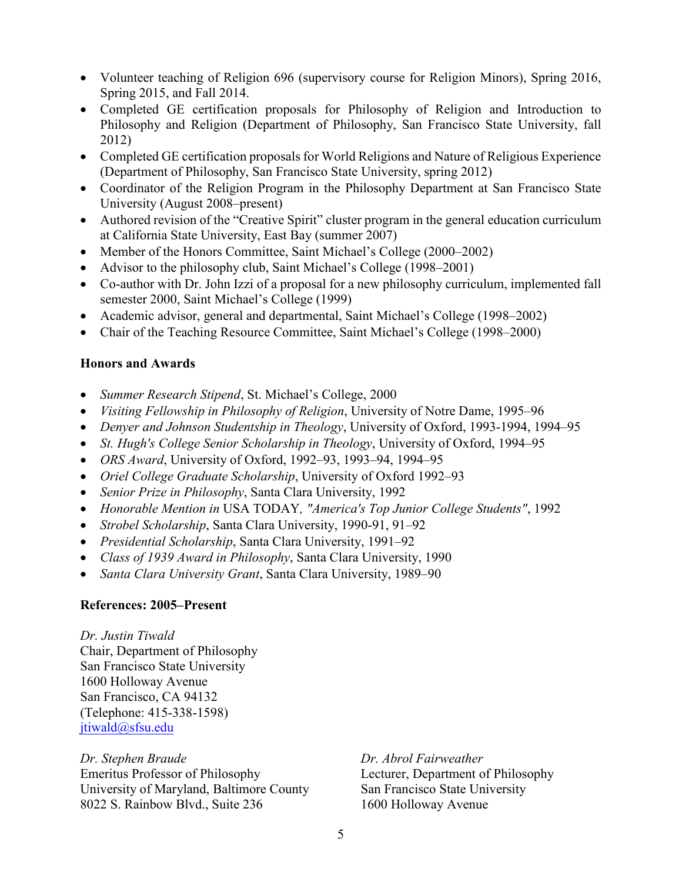- Volunteer teaching of Religion 696 (supervisory course for Religion Minors), Spring 2016, Spring 2015, and Fall 2014.
- Completed GE certification proposals for Philosophy of Religion and Introduction to Philosophy and Religion (Department of Philosophy, San Francisco State University, fall 2012)
- Completed GE certification proposals for World Religions and Nature of Religious Experience (Department of Philosophy, San Francisco State University, spring 2012)
- Coordinator of the Religion Program in the Philosophy Department at San Francisco State University (August 2008–present)
- Authored revision of the "Creative Spirit" cluster program in the general education curriculum at California State University, East Bay (summer 2007)
- Member of the Honors Committee, Saint Michael's College (2000–2002)
- Advisor to the philosophy club, Saint Michael's College (1998–2001)
- Co-author with Dr. John Izzi of a proposal for a new philosophy curriculum, implemented fall semester 2000, Saint Michael's College (1999)
- Academic advisor, general and departmental, Saint Michael's College (1998–2002)
- Chair of the Teaching Resource Committee, Saint Michael's College (1998–2000)

**Honors and Awards**

- *Summer Research Stipend*, St. Michael's College, 2000
- *Visiting Fellowship in Philosophy of Religion*, University of Notre Dame, 1995–96
- *Denyer and Johnson Studentship in Theology*, University of Oxford, 1993-1994, 1994–95
- *St. Hugh's College Senior Scholarship in Theology*, University of Oxford, 1994–95
- *ORS Award*, University of Oxford, 1992–93, 1993–94, 1994–95
- *Oriel College Graduate Scholarship*, University of Oxford 1992–93
- *Senior Prize in Philosophy*, Santa Clara University, 1992
- *Honorable Mention in* USA TODAY*, "America's Top Junior College Students"*, 1992
- *Strobel Scholarship*, Santa Clara University, 1990-91, 91–92
- *Presidential Scholarship*, Santa Clara University, 1991–92
- *Class of 1939 Award in Philosophy*, Santa Clara University, 1990
- *Santa Clara University Grant*, Santa Clara University, 1989–90

**References: 2005–Present**

*Dr. Justin Tiwald*
Chair, Department of Philosophy
San Francisco State University
1600 Holloway Avenue
San Francisco, CA 94132
(Telephone: 415-338-1598)
jtiwald@sfsu.edu

*Dr. Stephen Braude*
Emeritus Professor of Philosophy
University of Maryland, Baltimore County
8022 S. Rainbow Blvd., Suite 236

*Dr. Abrol Fairweather*
Lecturer, Department of Philosophy
San Francisco State University
1600 Holloway Avenue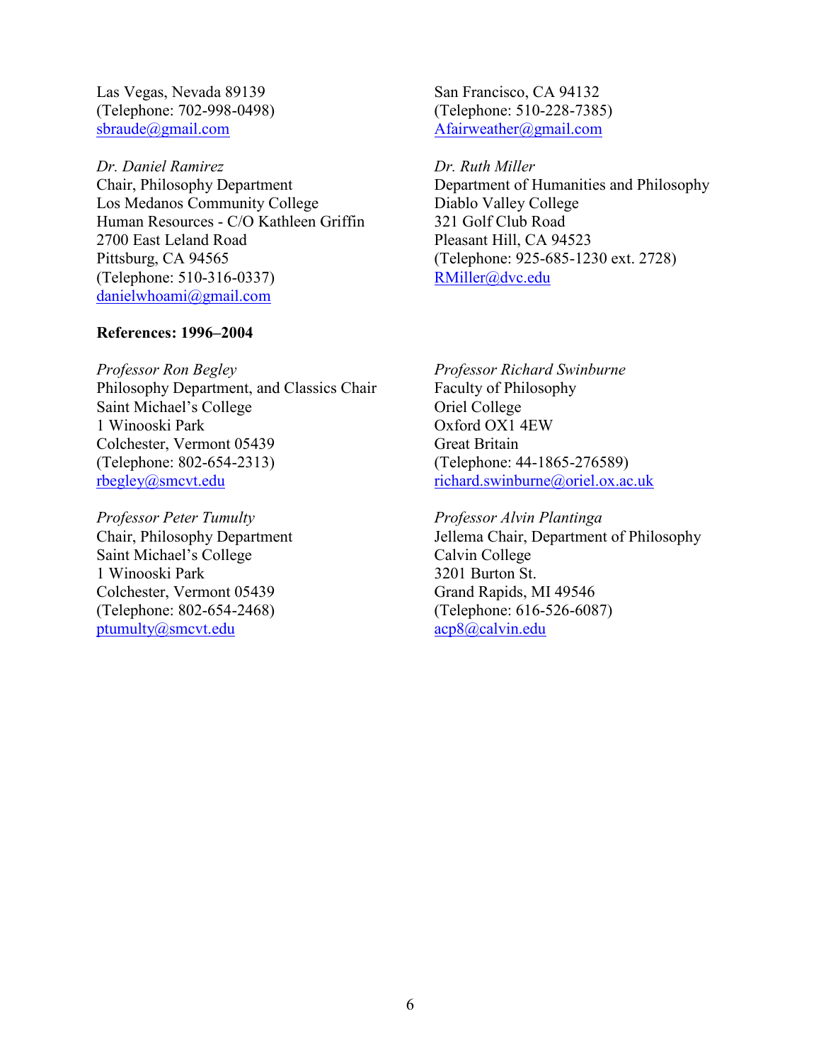Las Vegas, Nevada 89139
(Telephone: 702-998-0498)
sbraude@gmail.com

San Francisco, CA 94132
(Telephone: 510-228-7385)
Afairweather@gmail.com

*Dr. Daniel Ramirez*
Chair, Philosophy Department
Los Medanos Community College
Human Resources - C/O Kathleen Griffin
2700 East Leland Road
Pittsburg, CA 94565
(Telephone: 510-316-0337)
danielwhoami@gmail.com

*Dr. Ruth Miller*
Department of Humanities and Philosophy
Diablo Valley College
321 Golf Club Road
Pleasant Hill, CA 94523
(Telephone: 925-685-1230 ext. 2728)
RMiller@dvc.edu

**References: 1996–2004**

*Professor Ron Begley*
Philosophy Department, and Classics Chair
Saint Michael's College
1 Winooski Park
Colchester, Vermont 05439
(Telephone: 802-654-2313)
rbegley@smcvt.edu

*Professor Richard Swinburne*
Faculty of Philosophy
Oriel College
Oxford OX1 4EW
Great Britain
(Telephone: 44-1865-276589)
richard.swinburne@oriel.ox.ac.uk

*Professor Peter Tumulty*
Chair, Philosophy Department
Saint Michael's College
1 Winooski Park
Colchester, Vermont 05439
(Telephone: 802-654-2468)
ptumulty@smcvt.edu

*Professor Alvin Plantinga*
Jellema Chair, Department of Philosophy
Calvin College
3201 Burton St.
Grand Rapids, MI 49546
(Telephone: 616-526-6087)
acp8@calvin.edu